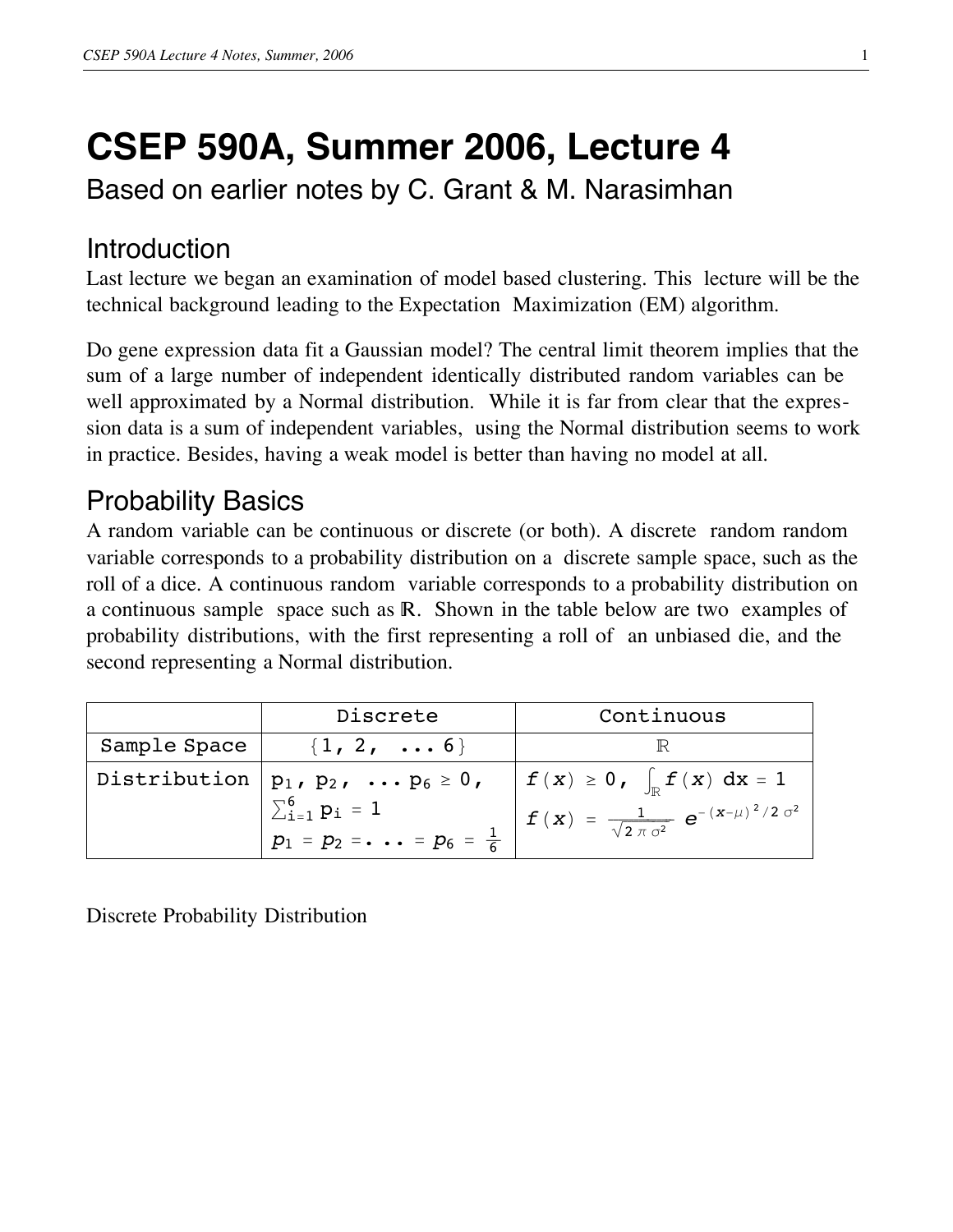# CSEP 590A, Summer 2006, Lecture 4

Based on earlier notes by C. Grant & M. Narasimhan

## Introduction

Last lecture we began an examination of model based clustering. This lecture will be the technical background leading to the Expectation Maximization (EM) algorithm.

Do gene expression data fit a Gaussian model? The central limit theorem implies that the sum of a large number of independent identically distributed random variables can be well approximated by a Normal distribution. While it is far from clear that the expression data is a sum of independent variables, using the Normal distribution seems to work in practice. Besides, having a weak model is better than having no model at all.

## Probability Basics

A random variable can be continuous or discrete (or both). A discrete random random variable corresponds to a probability distribution on a discrete sample space, such as the roll of a dice. A continuous random variable corresponds to a probability distribution on a continuous sample space such as $\mathbb{R}$. Shown in the table below are two examples of probability distributions, with the first representing a roll of an unbiased die, and the second representing a Normal distribution.

| | Discrete | Continuous |
|---|---|---|
| Sample Space | $\{1, 2, \ldots 6\}$ | $\mathbb{R}$ |
| Distribution | $p_1, p_2, \ldots p_6 \geq 0$, $\sum_{i=1}^{6} p_i = 1$ $p_1 = p_2 = \ldots = p_6 = \frac{1}{6}$ | $f(x) \geq 0$, $\int_{\mathbb{R}} f(x)\, dx = 1$ $f(x) = \frac{1}{\sqrt{2\pi\sigma^2}} e^{-(x-\mu)^2/2\sigma^2}$ |

Discrete Probability Distribution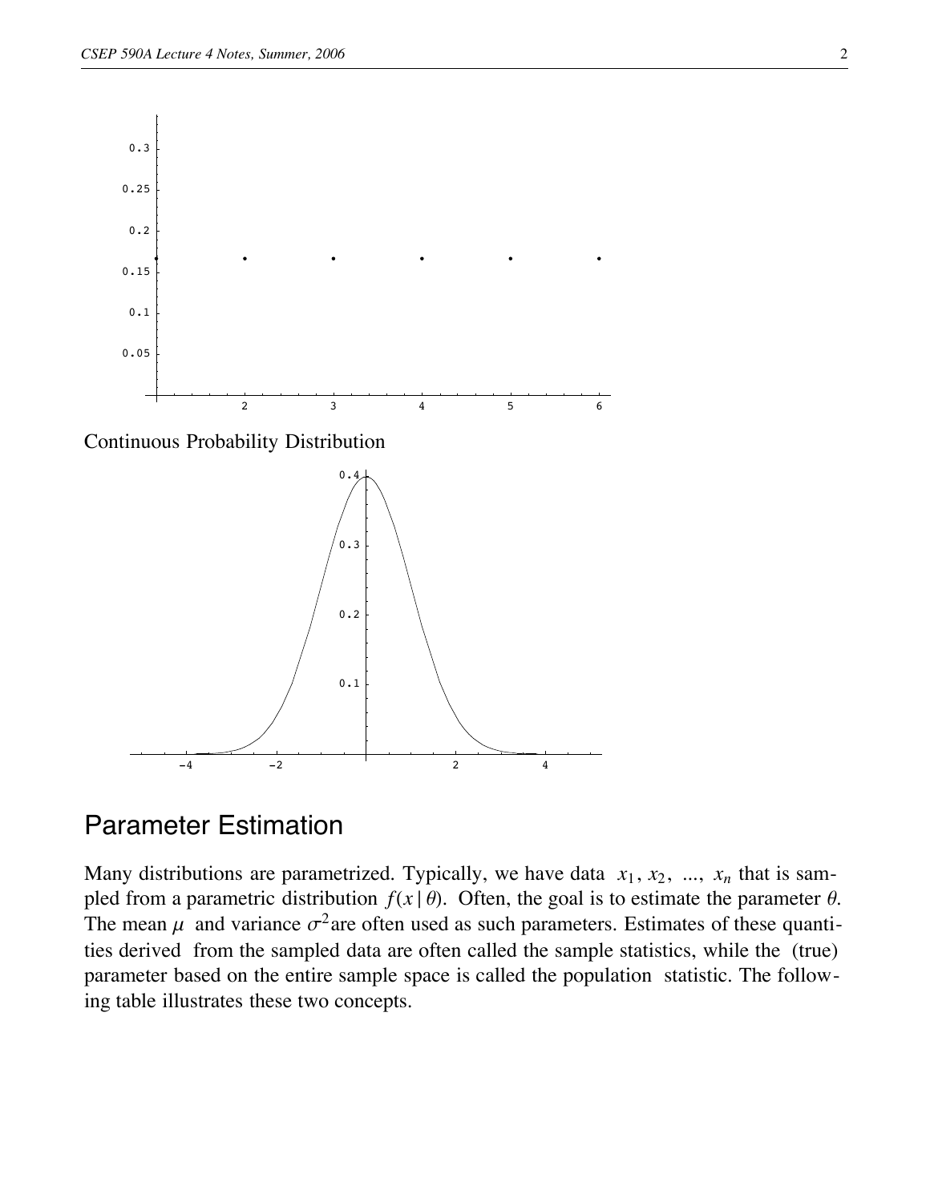Continuous Probability Distribution

## Parameter Estimation

Many distributions are parametrized. Typically, we have data $x_1, x_2, ..., x_n$ that is sampled from a parametric distribution $f(x \mid \theta)$. Often, the goal is to estimate the parameter $\theta$. The mean $\mu$ and variance $\sigma^2$ are often used as such parameters. Estimates of these quantities derived from the sampled data are often called the sample statistics, while the (true) parameter based on the entire sample space is called the population statistic. The following table illustrates these two concepts.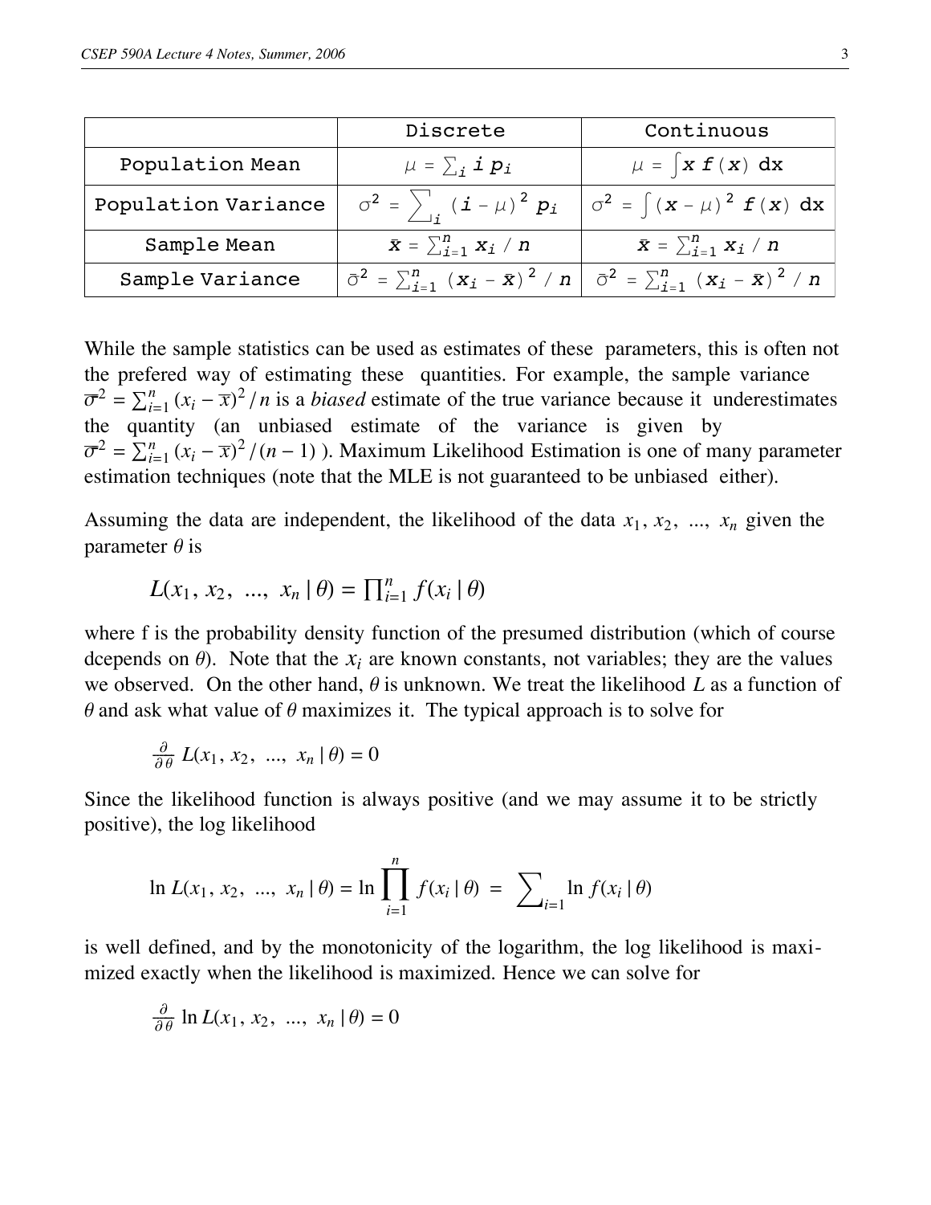| | Discrete | Continuous |
|---|---|---|
| Population Mean | $\mu = \sum_i i\, p_i$ | $\mu = \int x\, f(x)\, dx$ |
| Population Variance | $\sigma^2 = \sum_i (i - \mu)^2\, p_i$ | $\sigma^2 = \int (x - \mu)^2\, f(x)\, dx$ |
| Sample Mean | $\bar{x} = \sum_{i=1}^{n} x_i \,/\, n$ | $\bar{x} = \sum_{i=1}^{n} x_i \,/\, n$ |
| Sample Variance | $\bar{\sigma}^2 = \sum_{i=1}^{n} (x_i - \bar{x})^2 \,/\, n$ | $\bar{\sigma}^2 = \sum_{i=1}^{n} (x_i - \bar{x})^2 \,/\, n$ |

While the sample statistics can be used as estimates of these parameters, this is often not the prefered way of estimating these quantities. For example, the sample variance $\overline{\sigma}^2 = \sum_{i=1}^{n} (x_i - \overline{x})^2 / n$ is a *biased* estimate of the true variance because it underestimates the quantity (an unbiased estimate of the variance is given by $\overline{\sigma}^2 = \sum_{i=1}^{n} (x_i - \overline{x})^2 / (n-1)$ ). Maximum Likelihood Estimation is one of many parameter estimation techniques (note that the MLE is not guaranteed to be unbiased either).

Assuming the data are independent, the likelihood of the data $x_1, x_2, \ldots, x_n$ given the parameter $\theta$ is

$$L(x_1, x_2, \ldots, x_n \mid \theta) = \prod_{i=1}^{n} f(x_i \mid \theta)$$

where f is the probability density function of the presumed distribution (which of course dcepends on $\theta$). Note that the $x_i$ are known constants, not variables; they are the values we observed. On the other hand, $\theta$ is unknown. We treat the likelihood $L$ as a function of $\theta$ and ask what value of $\theta$ maximizes it. The typical approach is to solve for

$$\frac{\partial}{\partial \theta} L(x_1, x_2, \ldots, x_n \mid \theta) = 0$$

Since the likelihood function is always positive (and we may assume it to be strictly positive), the log likelihood

$$\ln L(x_1, x_2, \ldots, x_n \mid \theta) = \ln \prod_{i=1}^{n} f(x_i \mid \theta) = \sum_{i=1} \ln f(x_i \mid \theta)$$

is well defined, and by the monotonicity of the logarithm, the log likelihood is maximized exactly when the likelihood is maximized. Hence we can solve for

$$\frac{\partial}{\partial \theta} \ln L(x_1, x_2, \ldots, x_n \mid \theta) = 0$$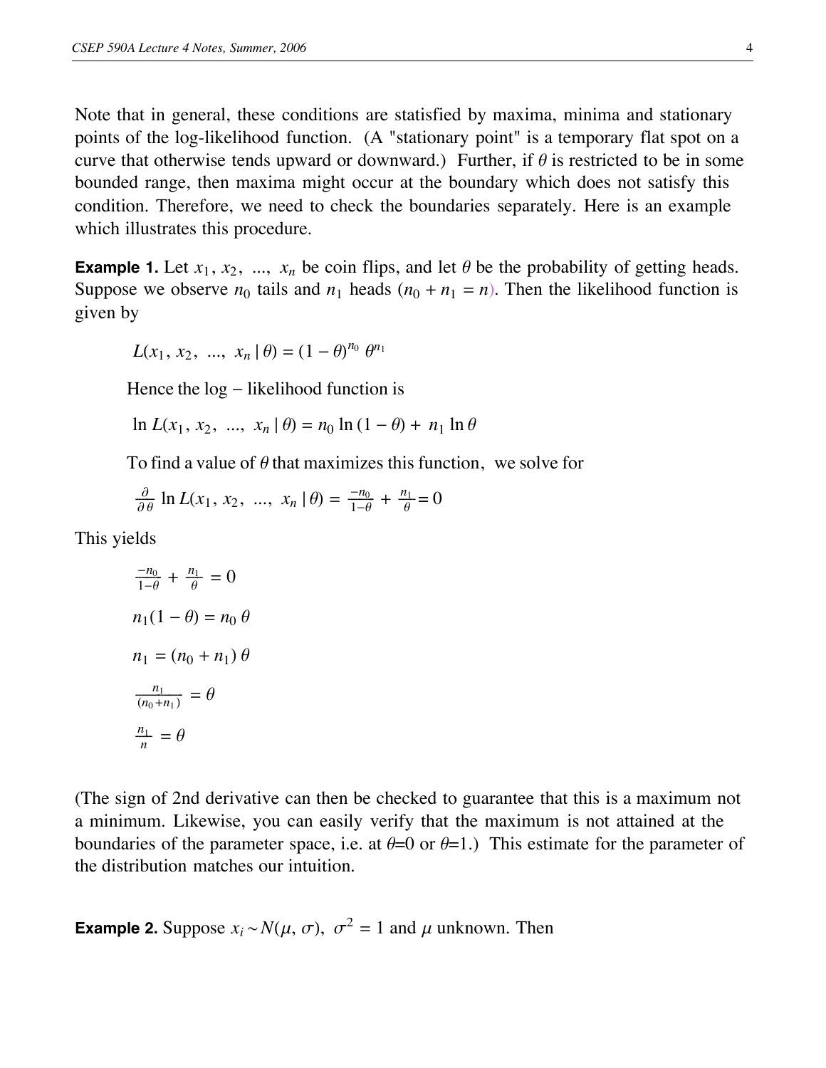Note that in general, these conditions are statisfied by maxima, minima and stationary points of the log-likelihood function. (A "stationary point" is a temporary flat spot on a curve that otherwise tends upward or downward.) Further, if $\theta$ is restricted to be in some bounded range, then maxima might occur at the boundary which does not satisfy this condition. Therefore, we need to check the boundaries separately. Here is an example which illustrates this procedure.

**Example 1.** Let $x_1, x_2, \ldots, x_n$ be coin flips, and let $\theta$ be the probability of getting heads. Suppose we observe $n_0$ tails and $n_1$ heads ($n_0 + n_1 = n$). Then the likelihood function is given by

$$L(x_1, x_2, \ldots, x_n \mid \theta) = (1-\theta)^{n_0}\ \theta^{n_1}$$

Hence the log − likelihood function is

$$\ln L(x_1, x_2, \ldots, x_n \mid \theta) = n_0 \ln(1-\theta) + n_1 \ln \theta$$

To find a value of $\theta$ that maximizes this function, we solve for

$$\frac{\partial}{\partial \theta} \ln L(x_1, x_2, \ldots, x_n \mid \theta) = \frac{-n_0}{1-\theta} + \frac{n_1}{\theta} = 0$$

This yields

$$\frac{-n_0}{1-\theta} + \frac{n_1}{\theta} = 0$$

$$n_1(1-\theta) = n_0\,\theta$$

$$n_1 = (n_0 + n_1)\,\theta$$

$$\frac{n_1}{(n_0+n_1)} = \theta$$

$$\frac{n_1}{n} = \theta$$

(The sign of 2nd derivative can then be checked to guarantee that this is a maximum not a minimum. Likewise, you can easily verify that the maximum is not attained at the boundaries of the parameter space, i.e. at $\theta$=0 or $\theta$=1.) This estimate for the parameter of the distribution matches our intuition.

**Example 2.** Suppose $x_i \sim N(\mu, \sigma)$, $\sigma^2 = 1$ and $\mu$ unknown. Then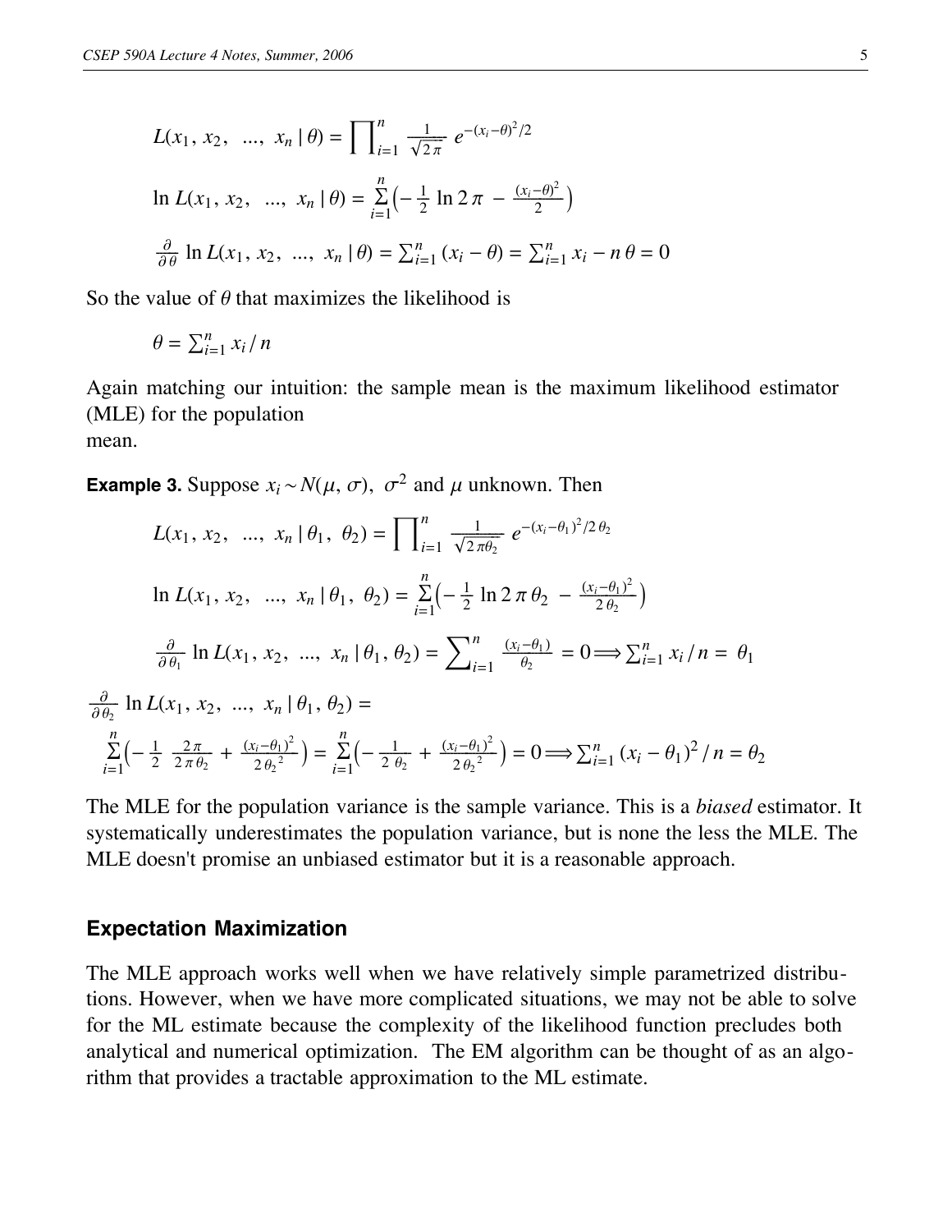$$L(x_1, x_2, \ \ldots, \ x_n \mid \theta) = \prod_{i=1}^{n} \frac{1}{\sqrt{2\pi}} \ e^{-(x_i - \theta)^2/2}$$

$$\ln L(x_1, x_2, \ \ldots, \ x_n \mid \theta) = \sum_{i=1}^{n} \left( -\frac{1}{2} \ln 2\pi \ - \ \frac{(x_i - \theta)^2}{2} \right)$$

$$\frac{\partial}{\partial \theta} \ln L(x_1, x_2, \ \ldots, \ x_n \mid \theta) = \sum_{i=1}^{n} (x_i - \theta) = \sum_{i=1}^{n} x_i - n\,\theta = 0$$

So the value of $\theta$ that maximizes the likelihood is

$$\theta = \sum_{i=1}^{n} x_i \,/\, n$$

Again matching our intuition: the sample mean is the maximum likelihood estimator (MLE) for the population
mean.

**Example 3.** Suppose $x_i \sim N(\mu, \sigma), \ \sigma^2$ and $\mu$ unknown. Then

$$L(x_1, x_2, \ \ldots, \ x_n \mid \theta_1, \ \theta_2) = \prod_{i=1}^{n} \frac{1}{\sqrt{2\pi\theta_2}} \ e^{-(x_i - \theta_1)^2/2\,\theta_2}$$

$$\ln L(x_1, x_2, \ \ldots, \ x_n \mid \theta_1, \ \theta_2) = \sum_{i=1}^{n} \left( -\frac{1}{2} \ln 2\,\pi\,\theta_2 \ - \ \frac{(x_i - \theta_1)^2}{2\,\theta_2} \right)$$

$$\frac{\partial}{\partial \theta_1} \ln L(x_1, x_2, \ \ldots, \ x_n \mid \theta_1, \theta_2) = \sum_{i=1}^{n} \frac{(x_i - \theta_1)}{\theta_2} \ = 0 \Longrightarrow \sum_{i=1}^{n} x_i \,/\, n = \ \theta_1$$

$$\frac{\partial}{\partial \theta_2} \ln L(x_1, x_2, \ \ldots, \ x_n \mid \theta_1, \theta_2) =$$

$$\sum_{i=1}^{n} \left( -\frac{1}{2} \ \frac{2\,\pi}{2\,\pi\,\theta_2} \ + \ \frac{(x_i - \theta_1)^2}{2\,{\theta_2}^2} \right) = \sum_{i=1}^{n} \left( -\frac{1}{2\ \theta_2} \ + \ \frac{(x_i - \theta_1)^2}{2\,{\theta_2}^2} \right) = 0 \Longrightarrow \sum_{i=1}^{n} (x_i - \theta_1)^2 \,/\, n = \theta_2$$

The MLE for the population variance is the sample variance. This is a *biased* estimator. It systematically underestimates the population variance, but is none the less the MLE. The MLE doesn't promise an unbiased estimator but it is a reasonable approach.

## Expectation Maximization

The MLE approach works well when we have relatively simple parametrized distributions. However, when we have more complicated situations, we may not be able to solve for the ML estimate because the complexity of the likelihood function precludes both analytical and numerical optimization. The EM algorithm can be thought of as an algorithm that provides a tractable approximation to the ML estimate.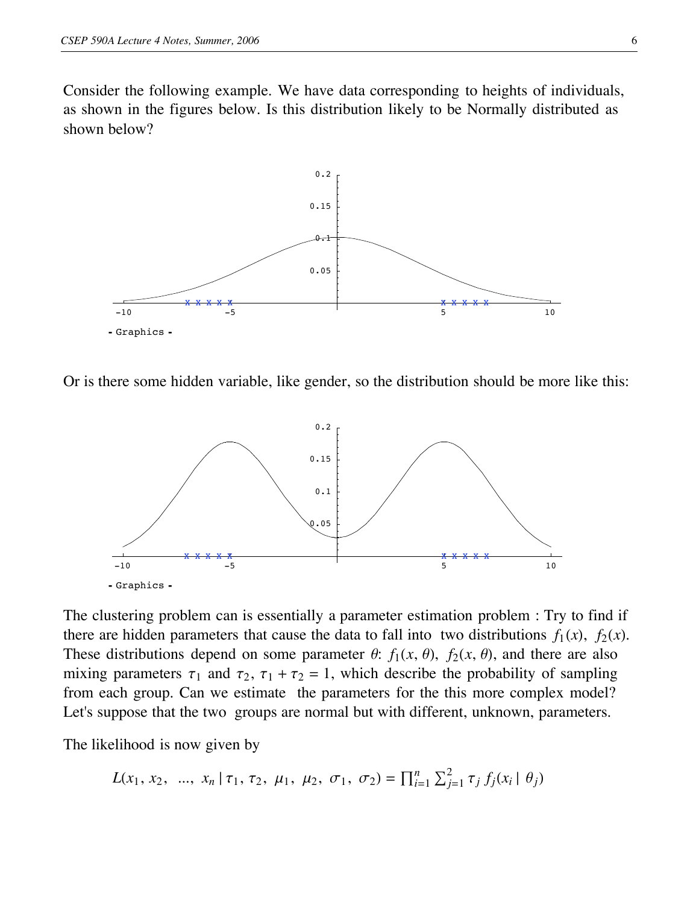Consider the following example. We have data corresponding to heights of individuals, as shown in the figures below. Is this distribution likely to be Normally distributed as shown below?

Or is there some hidden variable, like gender, so the distribution should be more like this:

The clustering problem can is essentially a parameter estimation problem : Try to find if there are hidden parameters that cause the data to fall into two distributions $f_1(x)$, $f_2(x)$. These distributions depend on some parameter $\theta$: $f_1(x, \theta)$, $f_2(x, \theta)$, and there are also mixing parameters $\tau_1$ and $\tau_2$, $\tau_1 + \tau_2 = 1$, which describe the probability of sampling from each group. Can we estimate the parameters for the this more complex model? Let's suppose that the two groups are normal but with different, unknown, parameters.

The likelihood is now given by

$$L(x_1, x_2, \ \ldots, \ x_n \mid \tau_1, \tau_2, \ \mu_1, \ \mu_2, \ \sigma_1, \ \sigma_2) = \prod_{i=1}^{n} \sum_{j=1}^{2} \tau_j \, f_j(x_i \mid \theta_j)$$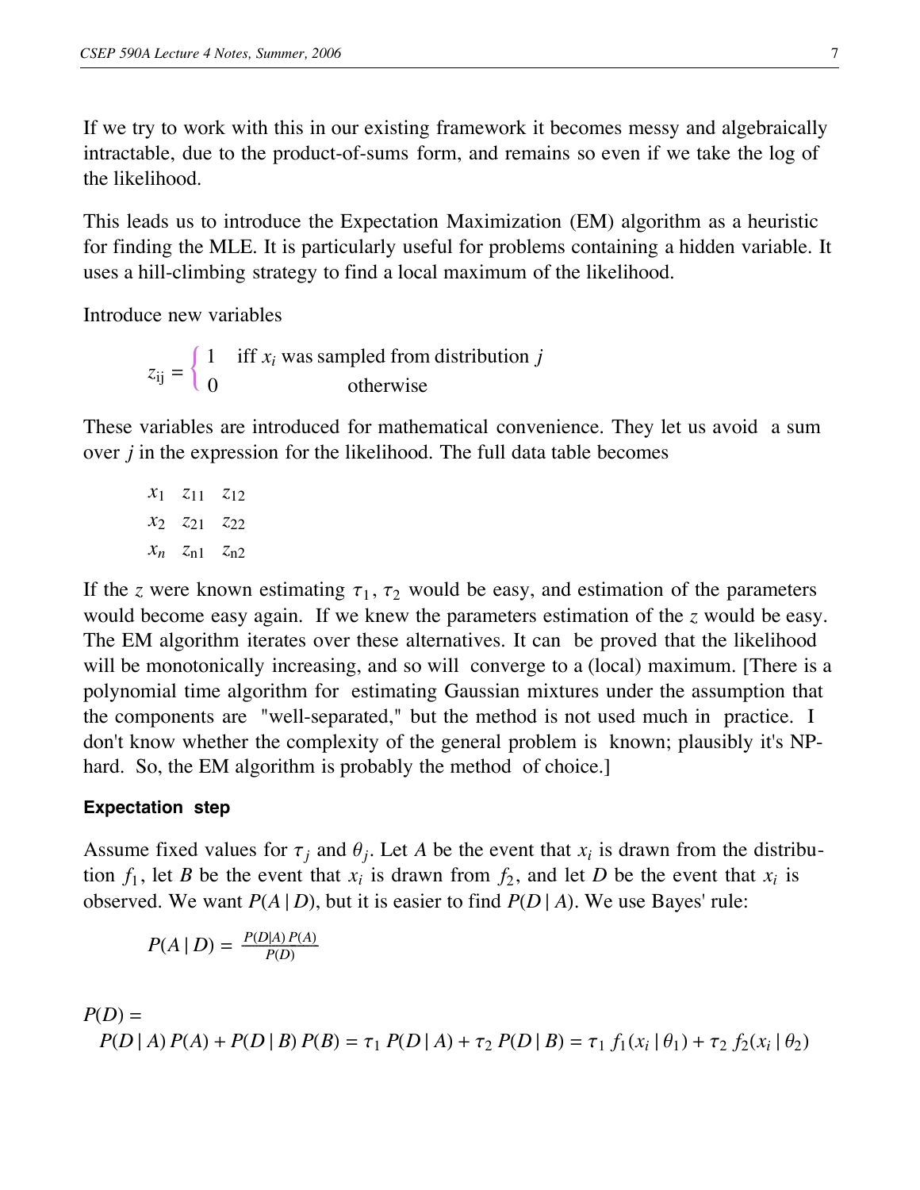If we try to work with this in our existing framework it becomes messy and algebraically intractable, due to the product-of-sums form, and remains so even if we take the log of the likelihood.

This leads us to introduce the Expectation Maximization (EM) algorithm as a heuristic for finding the MLE. It is particularly useful for problems containing a hidden variable. It uses a hill-climbing strategy to find a local maximum of the likelihood.

Introduce new variables

$$z_{ij} = \begin{cases} 1 & \text{iff } x_i \text{ was sampled from distribution } j \\ 0 & \text{otherwise} \end{cases}$$

These variables are introduced for mathematical convenience. They let us avoid a sum over $j$ in the expression for the likelihood. The full data table becomes

$$\begin{array}{ccc} x_1 & z_{11} & z_{12} \\ x_2 & z_{21} & z_{22} \\ x_n & z_{n1} & z_{n2} \end{array}$$

If the $z$ were known estimating $\tau_1, \tau_2$ would be easy, and estimation of the parameters would become easy again. If we knew the parameters estimation of the $z$ would be easy. The EM algorithm iterates over these alternatives. It can be proved that the likelihood will be monotonically increasing, and so will converge to a (local) maximum. [There is a polynomial time algorithm for estimating Gaussian mixtures under the assumption that the components are "well-separated," but the method is not used much in practice. I don't know whether the complexity of the general problem is known; plausibly it's NP-hard. So, the EM algorithm is probably the method of choice.]

#### Expectation step

Assume fixed values for $\tau_j$ and $\theta_j$. Let $A$ be the event that $x_i$ is drawn from the distribution $f_1$, let $B$ be the event that $x_i$ is drawn from $f_2$, and let $D$ be the event that $x_i$ is observed. We want $P(A \mid D)$, but it is easier to find $P(D \mid A)$. We use Bayes' rule:

$$P(A \mid D) = \frac{P(D|A)\,P(A)}{P(D)}$$

$$P(D) = P(D \mid A)\,P(A) + P(D \mid B)\,P(B) = \tau_1\,P(D \mid A) + \tau_2\,P(D \mid B) = \tau_1\,f_1(x_i \mid \theta_1) + \tau_2\,f_2(x_i \mid \theta_2)$$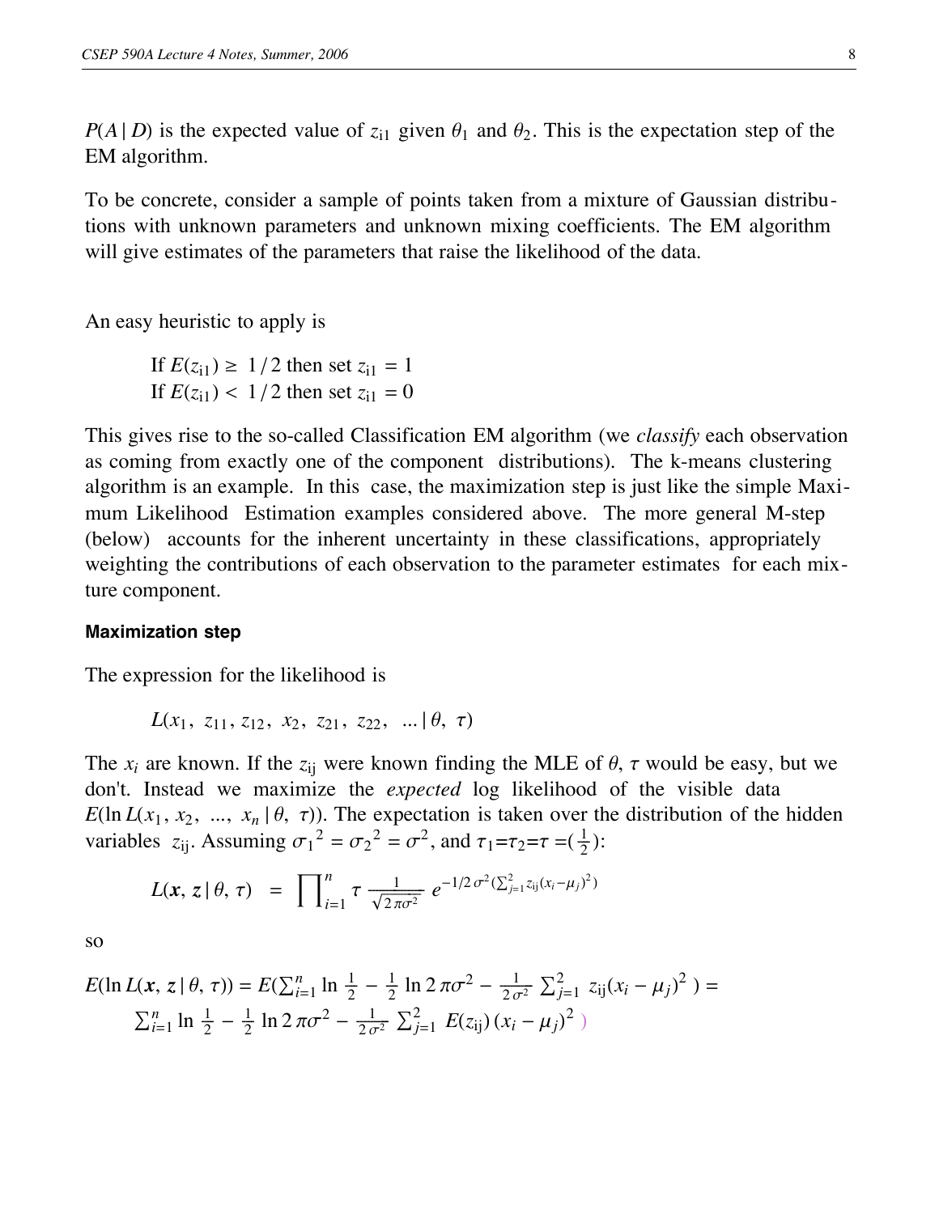$P(A \mid D)$ is the expected value of $z_{i1}$ given $\theta_1$ and $\theta_2$. This is the expectation step of the EM algorithm.

To be concrete, consider a sample of points taken from a mixture of Gaussian distributions with unknown parameters and unknown mixing coefficients. The EM algorithm will give estimates of the parameters that raise the likelihood of the data.

An easy heuristic to apply is

> If $E(z_{i1}) \geq 1/2$ then set $z_{i1} = 1$
> If $E(z_{i1}) < 1/2$ then set $z_{i1} = 0$

This gives rise to the so-called Classification EM algorithm (we *classify* each observation as coming from exactly one of the component distributions). The k-means clustering algorithm is an example. In this case, the maximization step is just like the simple Maximum Likelihood Estimation examples considered above. The more general M-step (below) accounts for the inherent uncertainty in these classifications, appropriately weighting the contributions of each observation to the parameter estimates for each mixture component.

#### Maximization step

The expression for the likelihood is

$$L(x_1,\ z_{11}, z_{12},\ x_2,\ z_{21},\ z_{22},\ \ldots \mid \theta,\ \tau)$$

The $x_i$ are known. If the $z_{ij}$ were known finding the MLE of $\theta$, $\tau$ would be easy, but we don't. Instead we maximize the *expected* log likelihood of the visible data $E(\ln L(x_1, x_2, \ldots, x_n \mid \theta, \tau))$. The expectation is taken over the distribution of the hidden variables $z_{ij}$. Assuming $\sigma_1{}^2 = \sigma_2{}^2 = \sigma^2$, and $\tau_1 = \tau_2 = \tau = (\frac{1}{2})$:

$$L(\boldsymbol{x}, \boldsymbol{z} \mid \theta, \tau) \;=\; \prod_{i=1}^{n} \tau \frac{1}{\sqrt{2\pi\sigma^2}}\, e^{-1/2\,\sigma^2 (\sum_{j=1}^{2} z_{ij}(x_i - \mu_j)^2)}$$

so

$$E(\ln L(\boldsymbol{x}, \boldsymbol{z} \mid \theta, \tau)) = E\left(\sum_{i=1}^{n} \ln \frac{1}{2} - \frac{1}{2}\ln 2\pi\sigma^2 - \frac{1}{2\sigma^2}\sum_{j=1}^{2} z_{ij}(x_i - \mu_j)^2\right) =$$
$$\sum_{i=1}^{n} \ln \frac{1}{2} - \frac{1}{2}\ln 2\pi\sigma^2 - \frac{1}{2\sigma^2}\sum_{j=1}^{2} E(z_{ij})\,(x_i - \mu_j)^2\ )$$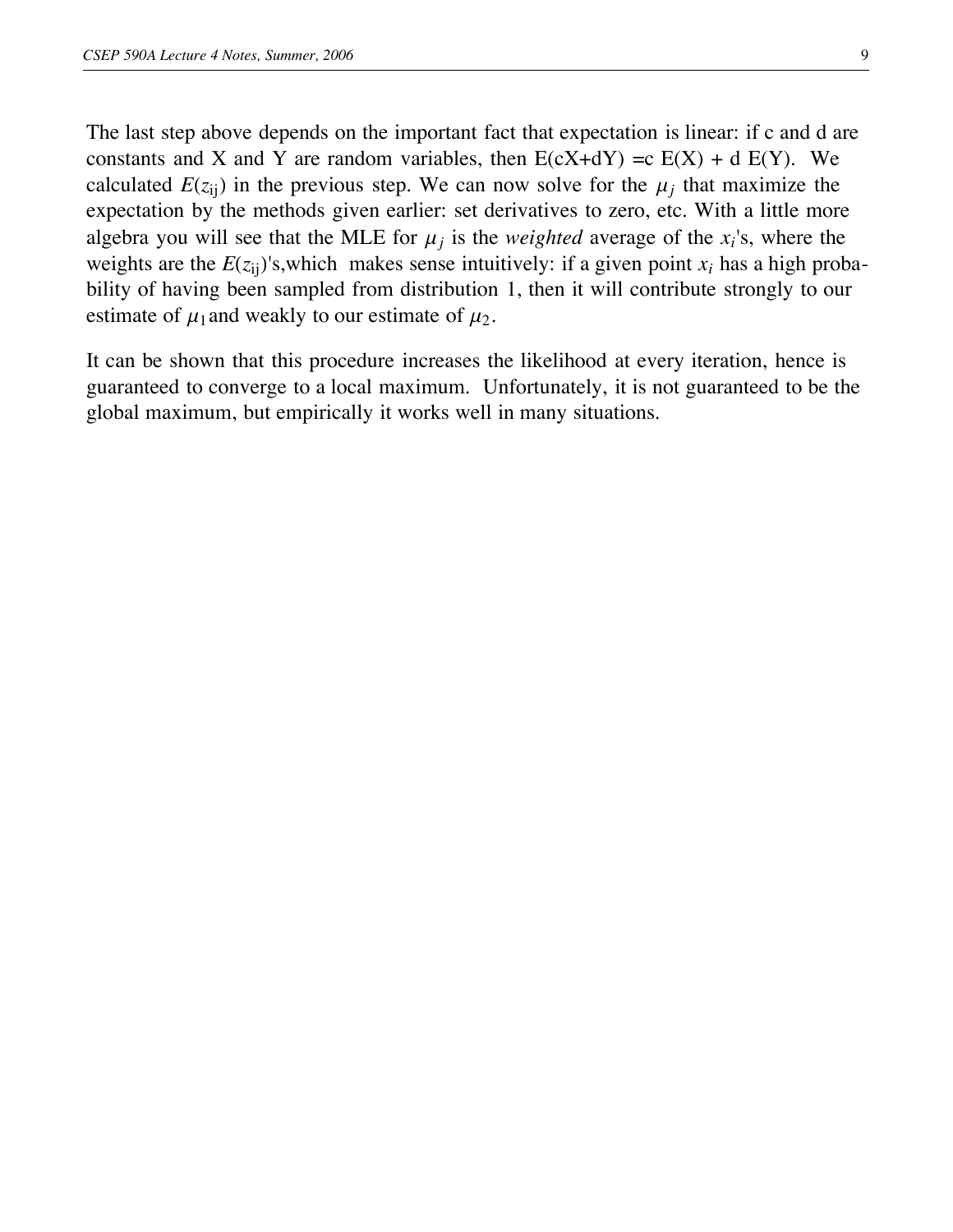The last step above depends on the important fact that expectation is linear: if c and d are constants and X and Y are random variables, then E(cX+dY) =c E(X) + d E(Y). We calculated $E(z_{ij})$ in the previous step. We can now solve for the $\mu_j$ that maximize the expectation by the methods given earlier: set derivatives to zero, etc. With a little more algebra you will see that the MLE for $\mu_j$ is the *weighted* average of the $x_i$'s, where the weights are the $E(z_{ij})$'s,which makes sense intuitively: if a given point $x_i$ has a high probability of having been sampled from distribution 1, then it will contribute strongly to our estimate of $\mu_1$ and weakly to our estimate of $\mu_2$.

It can be shown that this procedure increases the likelihood at every iteration, hence is guaranteed to converge to a local maximum. Unfortunately, it is not guaranteed to be the global maximum, but empirically it works well in many situations.